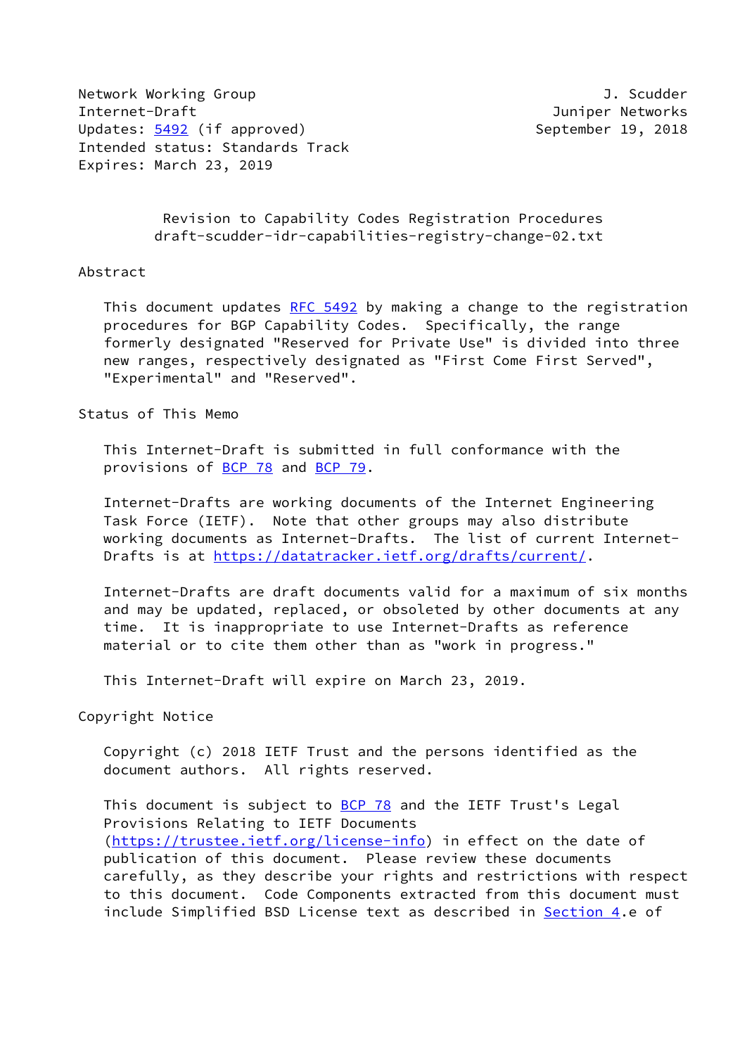Network Working Group J. Scudder
Internet-Draft Juniper Networks
Updates: 5492 (if approved) September 19, 2018
Intended status: Standards Track
Expires: March 23, 2019

# Revision to Capability Codes Registration Procedures
draft-scudder-idr-capabilities-registry-change-02.txt

## Abstract

This document updates RFC 5492 by making a change to the registration procedures for BGP Capability Codes. Specifically, the range formerly designated "Reserved for Private Use" is divided into three new ranges, respectively designated as "First Come First Served", "Experimental" and "Reserved".

## Status of This Memo

This Internet-Draft is submitted in full conformance with the provisions of BCP 78 and BCP 79.

Internet-Drafts are working documents of the Internet Engineering Task Force (IETF). Note that other groups may also distribute working documents as Internet-Drafts. The list of current Internet-Drafts is at https://datatracker.ietf.org/drafts/current/.

Internet-Drafts are draft documents valid for a maximum of six months and may be updated, replaced, or obsoleted by other documents at any time. It is inappropriate to use Internet-Drafts as reference material or to cite them other than as "work in progress."

This Internet-Draft will expire on March 23, 2019.

## Copyright Notice

Copyright (c) 2018 IETF Trust and the persons identified as the document authors. All rights reserved.

This document is subject to BCP 78 and the IETF Trust's Legal Provisions Relating to IETF Documents (https://trustee.ietf.org/license-info) in effect on the date of publication of this document. Please review these documents carefully, as they describe your rights and restrictions with respect to this document. Code Components extracted from this document must include Simplified BSD License text as described in Section 4.e of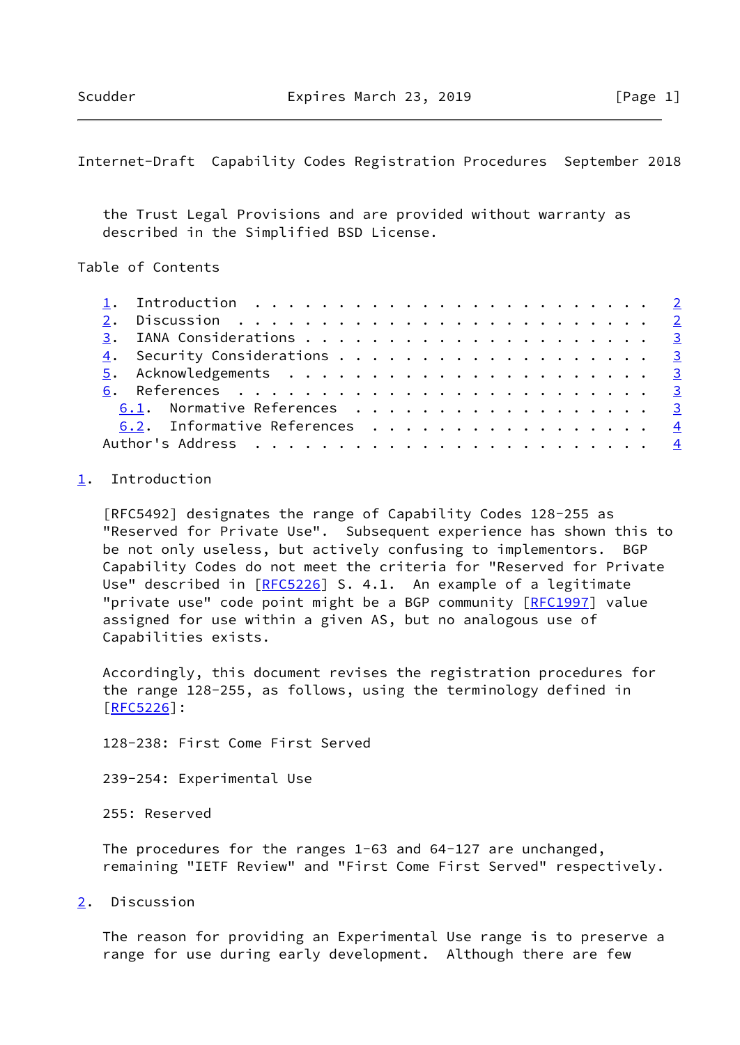the Trust Legal Provisions and are provided without warranty as described in the Simplified BSD License.

## Table of Contents

1. Introduction . . . . . . . . . . . . . . . . . . . . . . . . 2
2. Discussion . . . . . . . . . . . . . . . . . . . . . . . . . 2
3. IANA Considerations . . . . . . . . . . . . . . . . . . . . . 3
4. Security Considerations . . . . . . . . . . . . . . . . . . . 3
5. Acknowledgements . . . . . . . . . . . . . . . . . . . . . . 3
6. References . . . . . . . . . . . . . . . . . . . . . . . . . 3
   6.1. Normative References . . . . . . . . . . . . . . . . . . 3
   6.2. Informative References . . . . . . . . . . . . . . . . . 4
Author's Address . . . . . . . . . . . . . . . . . . . . . . . . 4

## 1. Introduction

[RFC5492] designates the range of Capability Codes 128-255 as "Reserved for Private Use". Subsequent experience has shown this to be not only useless, but actively confusing to implementors. BGP Capability Codes do not meet the criteria for "Reserved for Private Use" described in [RFC5226] S. 4.1. An example of a legitimate "private use" code point might be a BGP community [RFC1997] value assigned for use within a given AS, but no analogous use of Capabilities exists.

Accordingly, this document revises the registration procedures for the range 128-255, as follows, using the terminology defined in [RFC5226]:

128-238: First Come First Served

239-254: Experimental Use

255: Reserved

The procedures for the ranges 1-63 and 64-127 are unchanged, remaining "IETF Review" and "First Come First Served" respectively.

## 2. Discussion

The reason for providing an Experimental Use range is to preserve a range for use during early development. Although there are few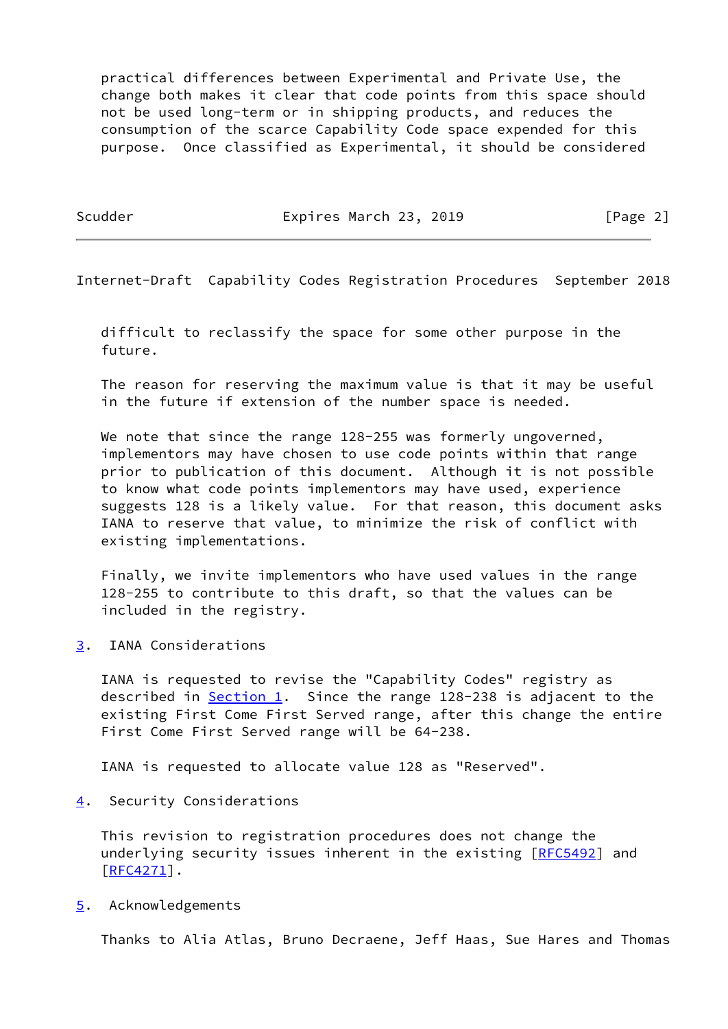practical differences between Experimental and Private Use, the change both makes it clear that code points from this space should not be used long-term or in shipping products, and reduces the consumption of the scarce Capability Code space expended for this purpose. Once classified as Experimental, it should be considered difficult to reclassify the space for some other purpose in the future.

The reason for reserving the maximum value is that it may be useful in the future if extension of the number space is needed.

We note that since the range 128-255 was formerly ungoverned, implementors may have chosen to use code points within that range prior to publication of this document. Although it is not possible to know what code points implementors may have used, experience suggests 128 is a likely value. For that reason, this document asks IANA to reserve that value, to minimize the risk of conflict with existing implementations.

Finally, we invite implementors who have used values in the range 128-255 to contribute to this draft, so that the values can be included in the registry.

## 3. IANA Considerations

IANA is requested to revise the "Capability Codes" registry as described in Section 1. Since the range 128-238 is adjacent to the existing First Come First Served range, after this change the entire First Come First Served range will be 64-238.

IANA is requested to allocate value 128 as "Reserved".

## 4. Security Considerations

This revision to registration procedures does not change the underlying security issues inherent in the existing [RFC5492] and [RFC4271].

## 5. Acknowledgements

Thanks to Alia Atlas, Bruno Decraene, Jeff Haas, Sue Hares and Thomas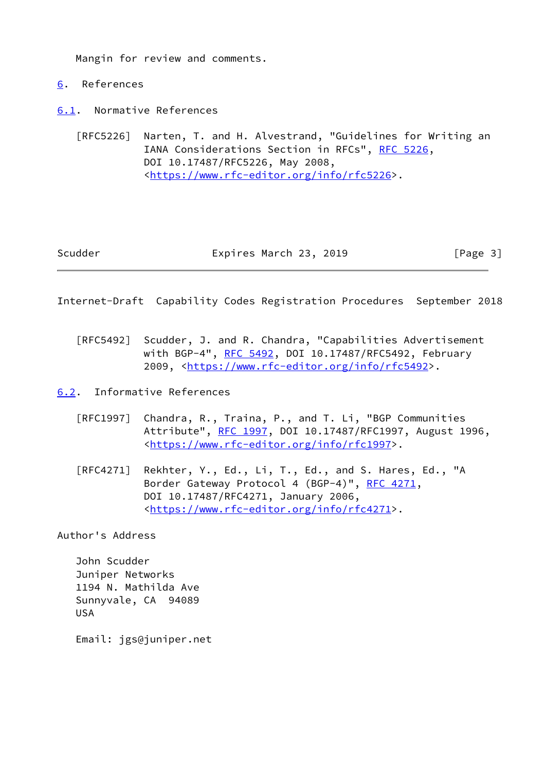Mangin for review and comments.

# 6. References

## 6.1. Normative References

[RFC5226] Narten, T. and H. Alvestrand, "Guidelines for Writing an IANA Considerations Section in RFCs", RFC 5226, DOI 10.17487/RFC5226, May 2008, <https://www.rfc-editor.org/info/rfc5226>.

[RFC5492] Scudder, J. and R. Chandra, "Capabilities Advertisement with BGP-4", RFC 5492, DOI 10.17487/RFC5492, February 2009, <https://www.rfc-editor.org/info/rfc5492>.

## 6.2. Informative References

[RFC1997] Chandra, R., Traina, P., and T. Li, "BGP Communities Attribute", RFC 1997, DOI 10.17487/RFC1997, August 1996, <https://www.rfc-editor.org/info/rfc1997>.

[RFC4271] Rekhter, Y., Ed., Li, T., Ed., and S. Hares, Ed., "A Border Gateway Protocol 4 (BGP-4)", RFC 4271, DOI 10.17487/RFC4271, January 2006, <https://www.rfc-editor.org/info/rfc4271>.

# Author's Address

John Scudder
Juniper Networks
1194 N. Mathilda Ave
Sunnyvale, CA 94089
USA

Email: jgs@juniper.net